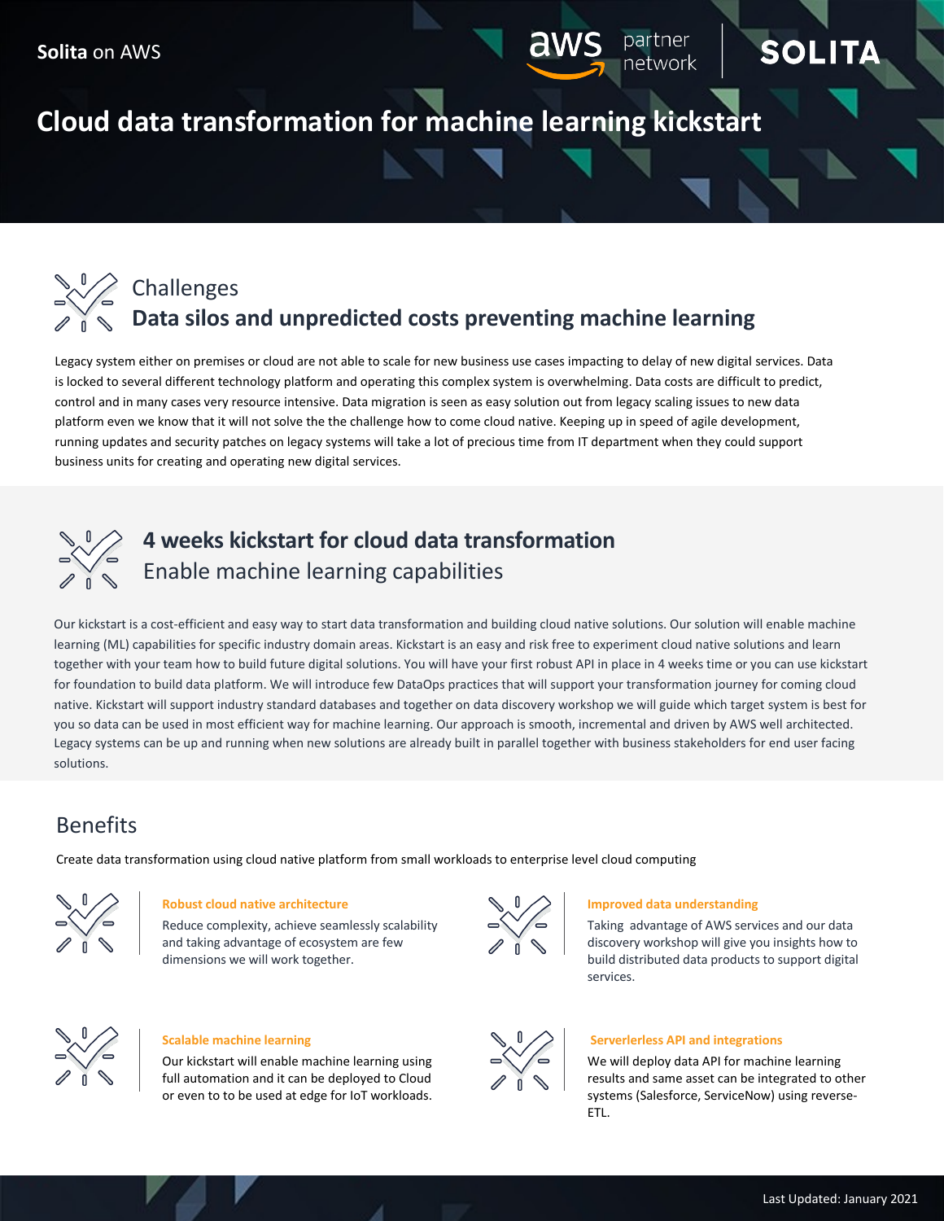**Solita** on AWS

# Cloud data transformation for machine learning kickstart

## Challenges
## Data silos and unpredicted costs preventing machine learning

Legacy system either on premises or cloud are not able to scale for new business use cases impacting to delay of new digital services. Data is locked to several different technology platform and operating this complex system is overwhelming. Data costs are difficult to predict, control and in many cases very resource intensive. Data migration is seen as easy solution out from legacy scaling issues to new data platform even we know that it will not solve the the challenge how to come cloud native. Keeping up in speed of agile development, running updates and security patches on legacy systems will take a lot of precious time from IT department when they could support business units for creating and operating new digital services.

## 4 weeks kickstart for cloud data transformation
## Enable machine learning capabilities

Our kickstart is a cost-efficient and easy way to start data transformation and building cloud native solutions. Our solution will enable machine learning (ML) capabilities for specific industry domain areas. Kickstart is an easy and risk free to experiment cloud native solutions and learn together with your team how to build future digital solutions. You will have your first robust API in place in 4 weeks time or you can use kickstart for foundation to build data platform. We will introduce few DataOps practices that will support your transformation journey for coming cloud native. Kickstart will support industry standard databases and together on data discovery workshop we will guide which target system is best for you so data can be used in most efficient way for machine learning. Our approach is smooth, incremental and driven by AWS well architected. Legacy systems can be up and running when new solutions are already built in parallel together with business stakeholders for end user facing solutions.

## Benefits

Create data transformation using cloud native platform from small workloads to enterprise level cloud computing

**Robust cloud native architecture**

Reduce complexity, achieve seamlessly scalability and taking advantage of ecosystem are few dimensions we will work together.

**Improved data understanding**

Taking advantage of AWS services and our data discovery workshop will give you insights how to build distributed data products to support digital services.

**Scalable machine learning**

Our kickstart will enable machine learning using full automation and it can be deployed to Cloud or even to to be used at edge for IoT workloads.

**Serverlerless API and integrations**

We will deploy data API for machine learning results and same asset can be integrated to other systems (Salesforce, ServiceNow) using reverse-ETL.

Last Updated: January 2021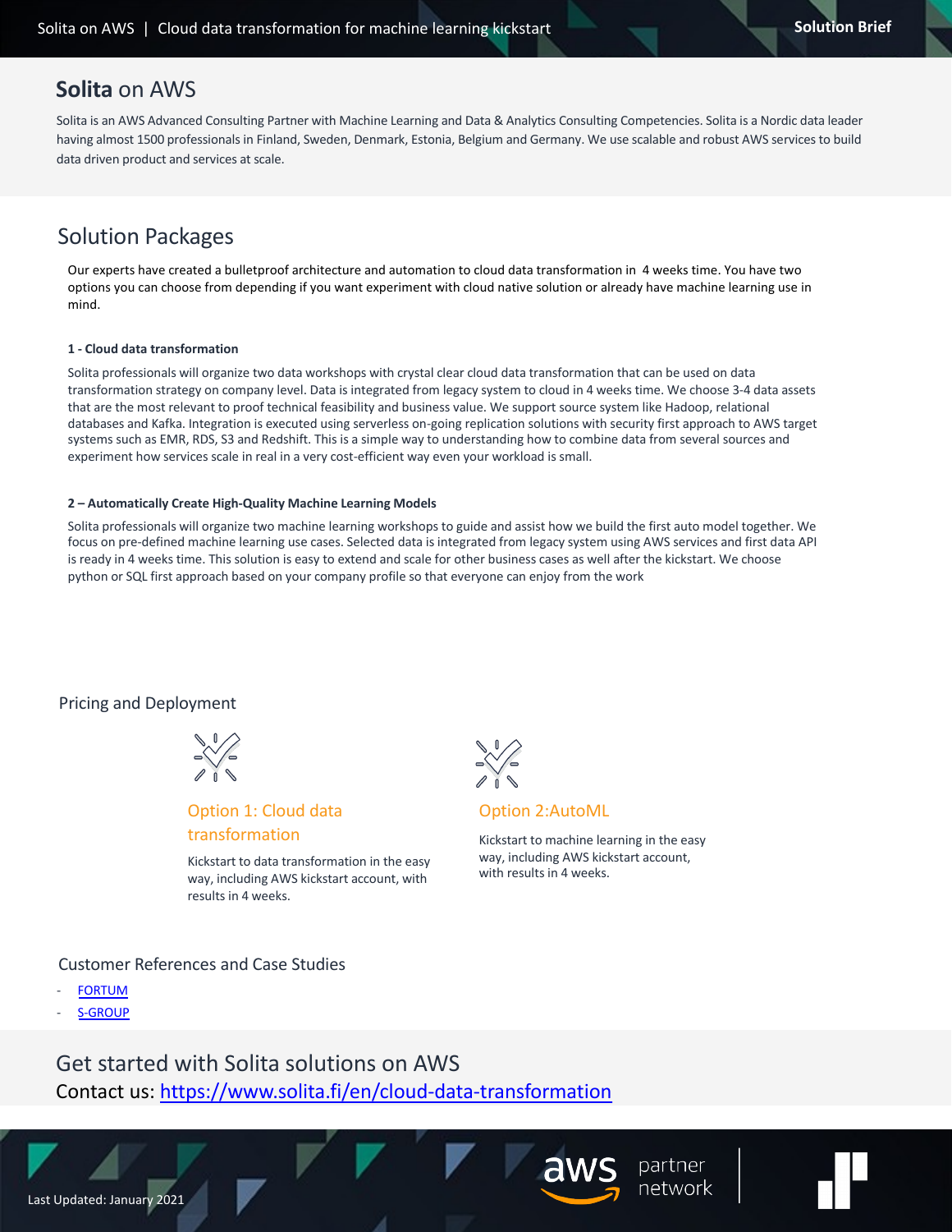## **Solita** on AWS

Solita is an AWS Advanced Consulting Partner with Machine Learning and Data & Analytics Consulting Competencies. Solita is a Nordic data leader having almost 1500 professionals in Finland, Sweden, Denmark, Estonia, Belgium and Germany. We use scalable and robust AWS services to build data driven product and services at scale.

## Solution Packages

Our experts have created a bulletproof architecture and automation to cloud data transformation in 4 weeks time. You have two options you can choose from depending if you want experiment with cloud native solution or already have machine learning use in mind.

**1 - Cloud data transformation**

Solita professionals will organize two data workshops with crystal clear cloud data transformation that can be used on data transformation strategy on company level. Data is integrated from legacy system to cloud in 4 weeks time. We choose 3-4 data assets that are the most relevant to proof technical feasibility and business value. We support source system like Hadoop, relational databases and Kafka. Integration is executed using serverless on-going replication solutions with security first approach to AWS target systems such as EMR, RDS, S3 and Redshift. This is a simple way to understanding how to combine data from several sources and experiment how services scale in real in a very cost-efficient way even your workload is small.

**2 – Automatically Create High-Quality Machine Learning Models**

Solita professionals will organize two machine learning workshops to guide and assist how we build the first auto model together. We focus on pre-defined machine learning use cases. Selected data is integrated from legacy system using AWS services and first data API is ready in 4 weeks time. This solution is easy to extend and scale for other business cases as well after the kickstart. We choose python or SQL first approach based on your company profile so that everyone can enjoy from the work

## Pricing and Deployment

### Option 1: Cloud data transformation

Kickstart to data transformation in the easy way, including AWS kickstart account, with results in 4 weeks.

### Option 2:AutoML

Kickstart to machine learning in the easy way, including AWS kickstart account, with results in 4 weeks.

## Customer References and Case Studies

- FORTUM
- S-GROUP

## Get started with Solita solutions on AWS

Contact us: https://www.solita.fi/en/cloud-data-transformation

Last Updated: January 2021